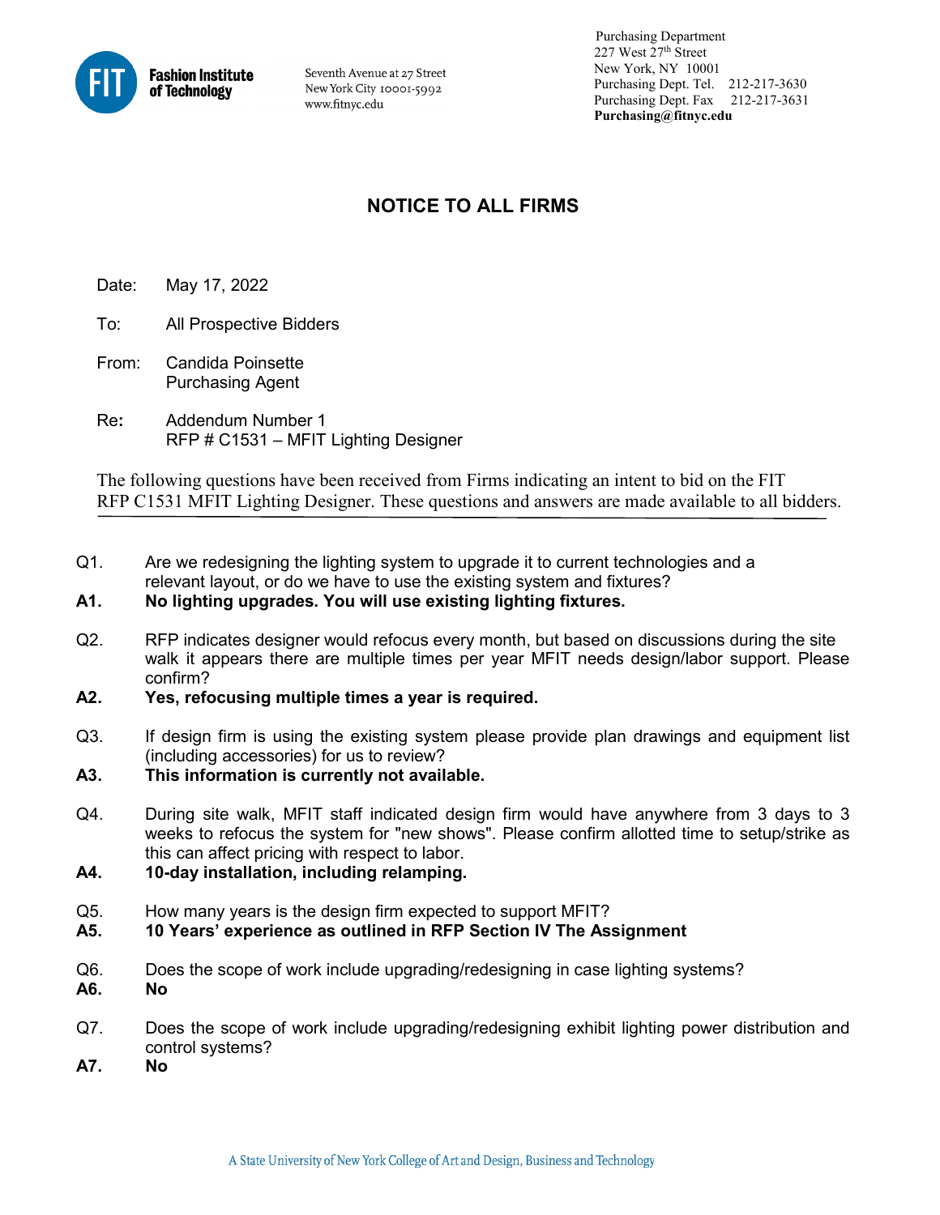**Fashion Institute of Technology**

Seventh Avenue at 27 Street
New York City 10001-5992
www.fitnyc.edu

Purchasing Department
227 West 27th Street
New York, NY 10001
Purchasing Dept. Tel. 212-217-3630
Purchasing Dept. Fax 212-217-3631
**Purchasing@fitnyc.edu**

# NOTICE TO ALL FIRMS

Date: May 17, 2022

To: All Prospective Bidders

From: Candida Poinsette
Purchasing Agent

Re: Addendum Number 1
RFP # C1531 – MFIT Lighting Designer

The following questions have been received from Firms indicating an intent to bid on the FIT RFP C1531 MFIT Lighting Designer. These questions and answers are made available to all bidders.

---

Q1. Are we redesigning the lighting system to upgrade it to current technologies and a relevant layout, or do we have to use the existing system and fixtures?

**A1. No lighting upgrades. You will use existing lighting fixtures.**

Q2. RFP indicates designer would refocus every month, but based on discussions during the site walk it appears there are multiple times per year MFIT needs design/labor support. Please confirm?

**A2. Yes, refocusing multiple times a year is required.**

Q3. If design firm is using the existing system please provide plan drawings and equipment list (including accessories) for us to review?

**A3. This information is currently not available.**

Q4. During site walk, MFIT staff indicated design firm would have anywhere from 3 days to 3 weeks to refocus the system for "new shows". Please confirm allotted time to setup/strike as this can affect pricing with respect to labor.

**A4. 10-day installation, including relamping.**

Q5. How many years is the design firm expected to support MFIT?

**A5. 10 Years' experience as outlined in RFP Section IV The Assignment**

Q6. Does the scope of work include upgrading/redesigning in case lighting systems?

**A6. No**

Q7. Does the scope of work include upgrading/redesigning exhibit lighting power distribution and control systems?

**A7. No**

A State University of New York College of Art and Design, Business and Technology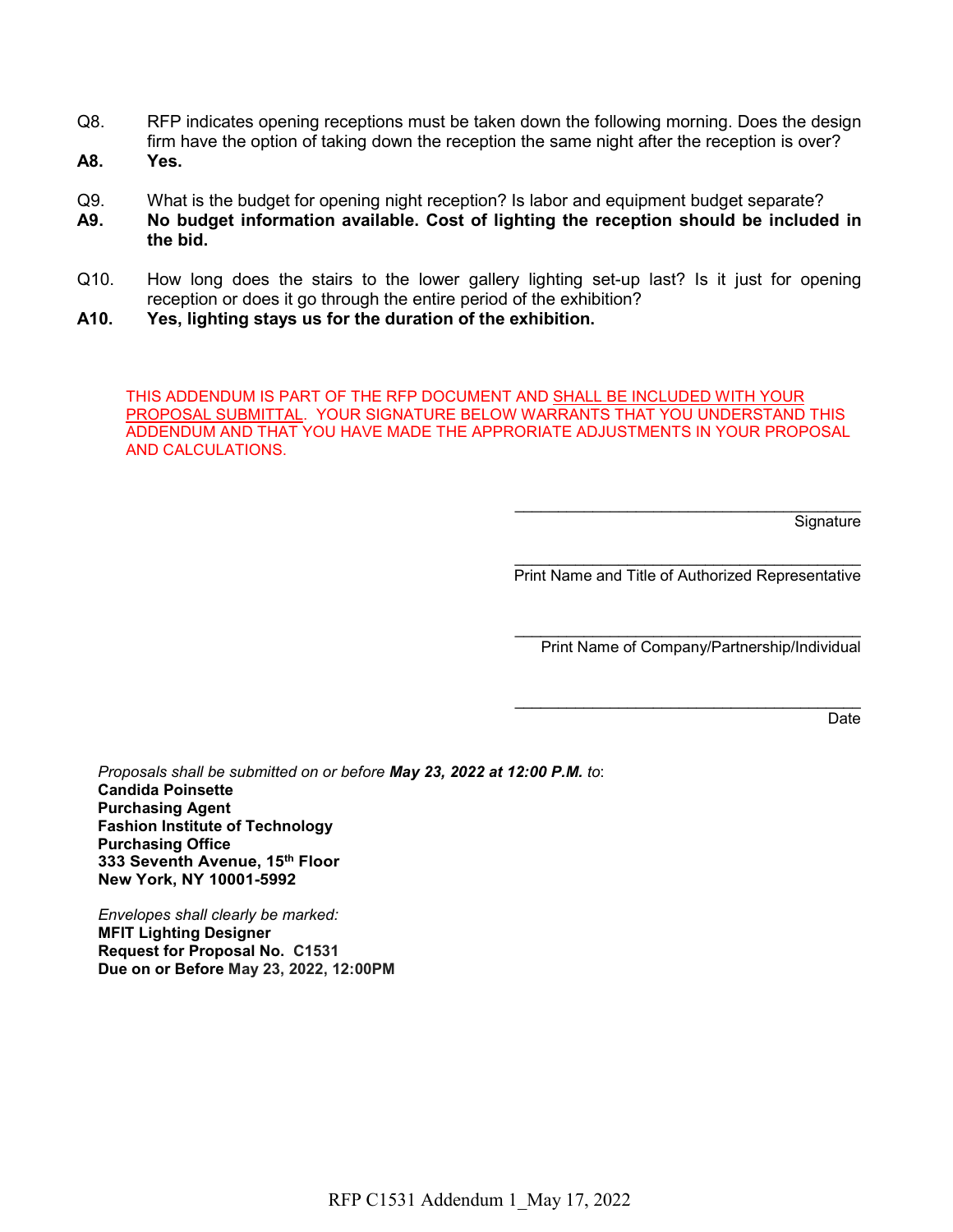Q8. RFP indicates opening receptions must be taken down the following morning. Does the design firm have the option of taking down the reception the same night after the reception is over?

**A8. Yes.**

Q9. What is the budget for opening night reception? Is labor and equipment budget separate?

**A9. No budget information available. Cost of lighting the reception should be included in the bid.**

Q10. How long does the stairs to the lower gallery lighting set-up last? Is it just for opening reception or does it go through the entire period of the exhibition?

**A10. Yes, lighting stays us for the duration of the exhibition.**

THIS ADDENDUM IS PART OF THE RFP DOCUMENT AND SHALL BE INCLUDED WITH YOUR PROPOSAL SUBMITTAL. YOUR SIGNATURE BELOW WARRANTS THAT YOU UNDERSTAND THIS ADDENDUM AND THAT YOU HAVE MADE THE APPRORIATE ADJUSTMENTS IN YOUR PROPOSAL AND CALCULATIONS.

\_\_\_\_\_\_\_\_\_\_\_\_\_\_\_\_\_\_\_\_\_\_\_\_\_\_\_\_\_\_\_\_\_\_\_\_\_\_\_\_
Signature

\_\_\_\_\_\_\_\_\_\_\_\_\_\_\_\_\_\_\_\_\_\_\_\_\_\_\_\_\_\_\_\_\_\_\_\_\_\_\_\_
Print Name and Title of Authorized Representative

\_\_\_\_\_\_\_\_\_\_\_\_\_\_\_\_\_\_\_\_\_\_\_\_\_\_\_\_\_\_\_\_\_\_\_\_\_\_\_\_
Print Name of Company/Partnership/Individual

\_\_\_\_\_\_\_\_\_\_\_\_\_\_\_\_\_\_\_\_\_\_\_\_\_\_\_\_\_\_\_\_\_\_\_\_\_\_\_\_
Date

*Proposals shall be submitted on or before* ***May 23, 2022 at 12:00 P.M.*** *to*:
**Candida Poinsette**
**Purchasing Agent**
**Fashion Institute of Technology**
**Purchasing Office**
**333 Seventh Avenue, 15th Floor**
**New York, NY 10001-5992**

*Envelopes shall clearly be marked:*
**MFIT Lighting Designer**
**Request for Proposal No. C1531**
**Due on or Before May 23, 2022, 12:00PM**

RFP C1531 Addendum 1_May 17, 2022